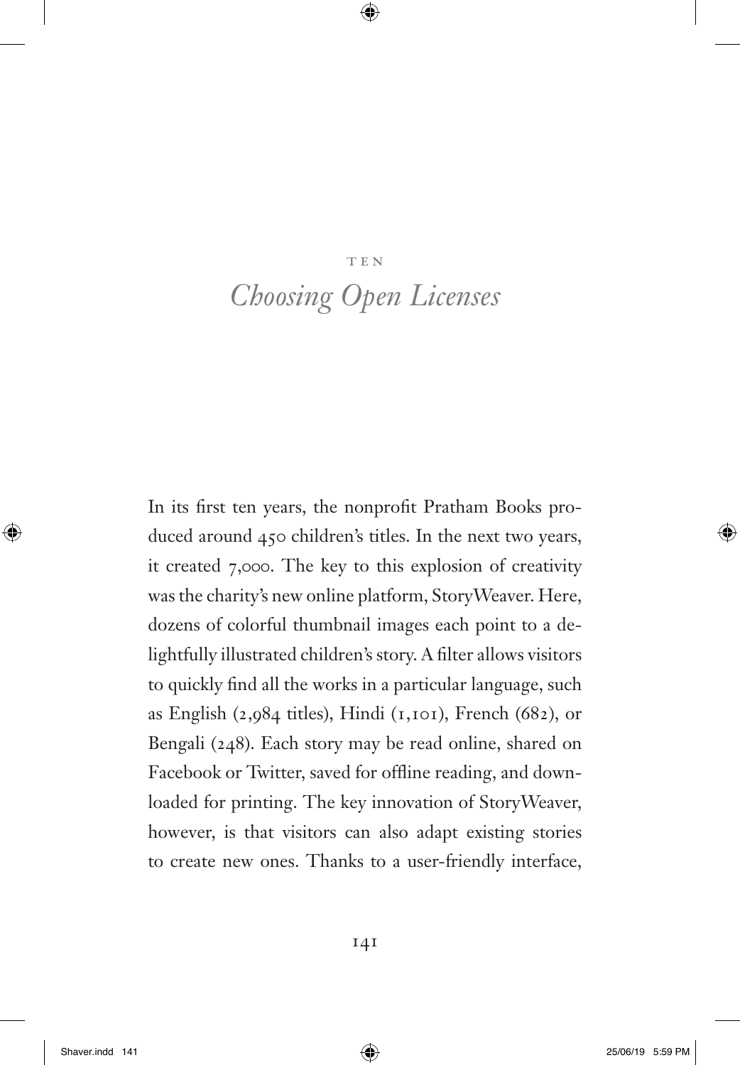TEN

# *Choosing Open Licenses*

In its first ten years, the nonprofit Pratham Books produced around 450 children's titles. In the next two years, it created 7,000. The key to this explosion of creativity was the charity's new online platform, StoryWeaver. Here, dozens of colorful thumbnail images each point to a delightfully illustrated children's story. A filter allows visitors to quickly find all the works in a particular language, such as English (2,984 titles), Hindi (1,101), French (682), or Bengali (248). Each story may be read online, shared on Facebook or Twitter, saved for offline reading, and downloaded for printing. The key innovation of StoryWeaver, however, is that visitors can also adapt existing stories to create new ones. Thanks to a user-friendly interface,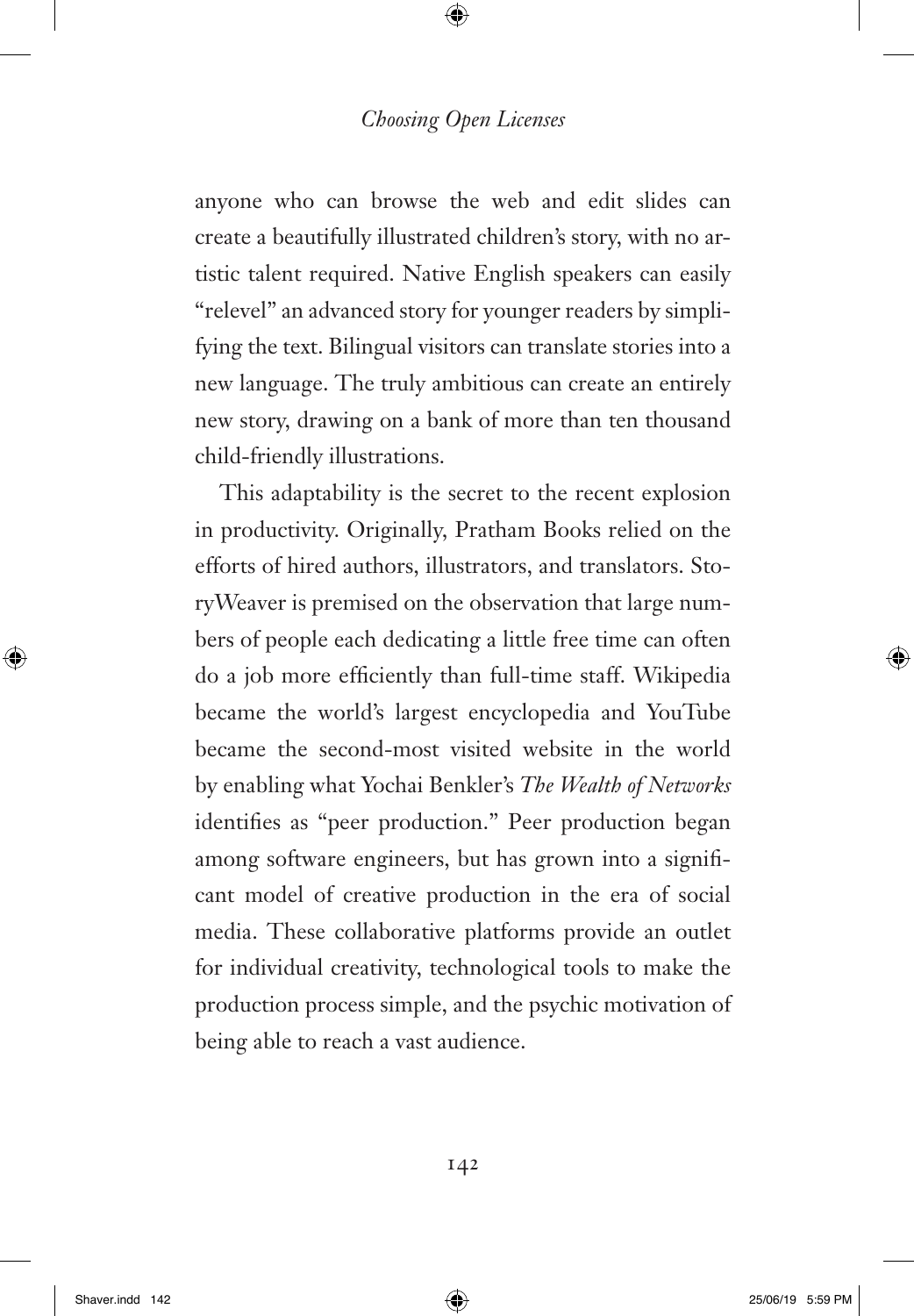anyone who can browse the web and edit slides can create a beautifully illustrated children's story, with no artistic talent required. Native English speakers can easily "relevel" an advanced story for younger readers by simplifying the text. Bilingual visitors can translate stories into a new language. The truly ambitious can create an entirely new story, drawing on a bank of more than ten thousand child-friendly illustrations.

This adaptability is the secret to the recent explosion in productivity. Originally, Pratham Books relied on the efforts of hired authors, illustrators, and translators. StoryWeaver is premised on the observation that large numbers of people each dedicating a little free time can often do a job more efficiently than full-time staff. Wikipedia became the world's largest encyclopedia and YouTube became the second-most visited website in the world by enabling what Yochai Benkler's *The Wealth of Networks* identifies as "peer production." Peer production began among software engineers, but has grown into a significant model of creative production in the era of social media. These collaborative platforms provide an outlet for individual creativity, technological tools to make the production process simple, and the psychic motivation of being able to reach a vast audience.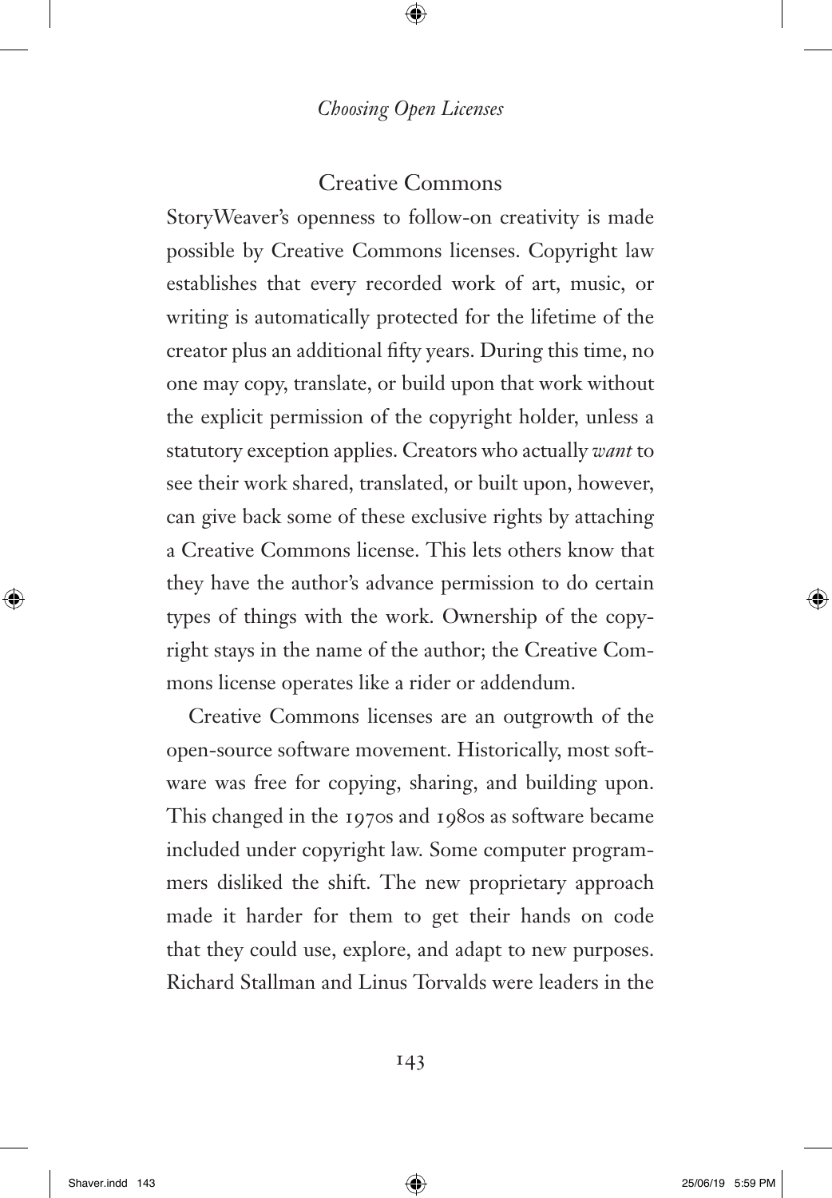## Creative Commons

StoryWeaver's openness to follow-on creativity is made possible by Creative Commons licenses. Copyright law establishes that every recorded work of art, music, or writing is automatically protected for the lifetime of the creator plus an additional fifty years. During this time, no one may copy, translate, or build upon that work without the explicit permission of the copyright holder, unless a statutory exception applies. Creators who actually *want* to see their work shared, translated, or built upon, however, can give back some of these exclusive rights by attaching a Creative Commons license. This lets others know that they have the author's advance permission to do certain types of things with the work. Ownership of the copyright stays in the name of the author; the Creative Commons license operates like a rider or addendum.

Creative Commons licenses are an outgrowth of the open-source software movement. Historically, most software was free for copying, sharing, and building upon. This changed in the 1970s and 1980s as software became included under copyright law. Some computer programmers disliked the shift. The new proprietary approach made it harder for them to get their hands on code that they could use, explore, and adapt to new purposes. Richard Stallman and Linus Torvalds were leaders in the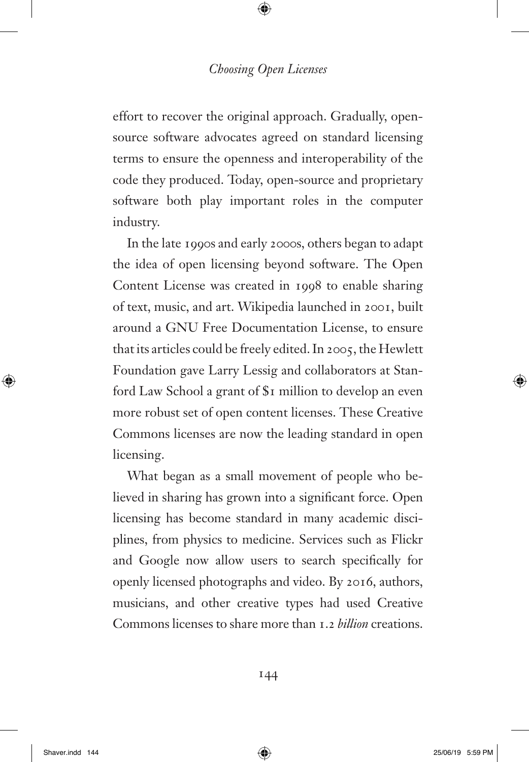effort to recover the original approach. Gradually, open-source software advocates agreed on standard licensing terms to ensure the openness and interoperability of the code they produced. Today, open-source and proprietary software both play important roles in the computer industry.

In the late 1990s and early 2000s, others began to adapt the idea of open licensing beyond software. The Open Content License was created in 1998 to enable sharing of text, music, and art. Wikipedia launched in 2001, built around a GNU Free Documentation License, to ensure that its articles could be freely edited. In 2005, the Hewlett Foundation gave Larry Lessig and collaborators at Stanford Law School a grant of $1 million to develop an even more robust set of open content licenses. These Creative Commons licenses are now the leading standard in open licensing.

What began as a small movement of people who believed in sharing has grown into a significant force. Open licensing has become standard in many academic disciplines, from physics to medicine. Services such as Flickr and Google now allow users to search specifically for openly licensed photographs and video. By 2016, authors, musicians, and other creative types had used Creative Commons licenses to share more than 1.2 *billion* creations.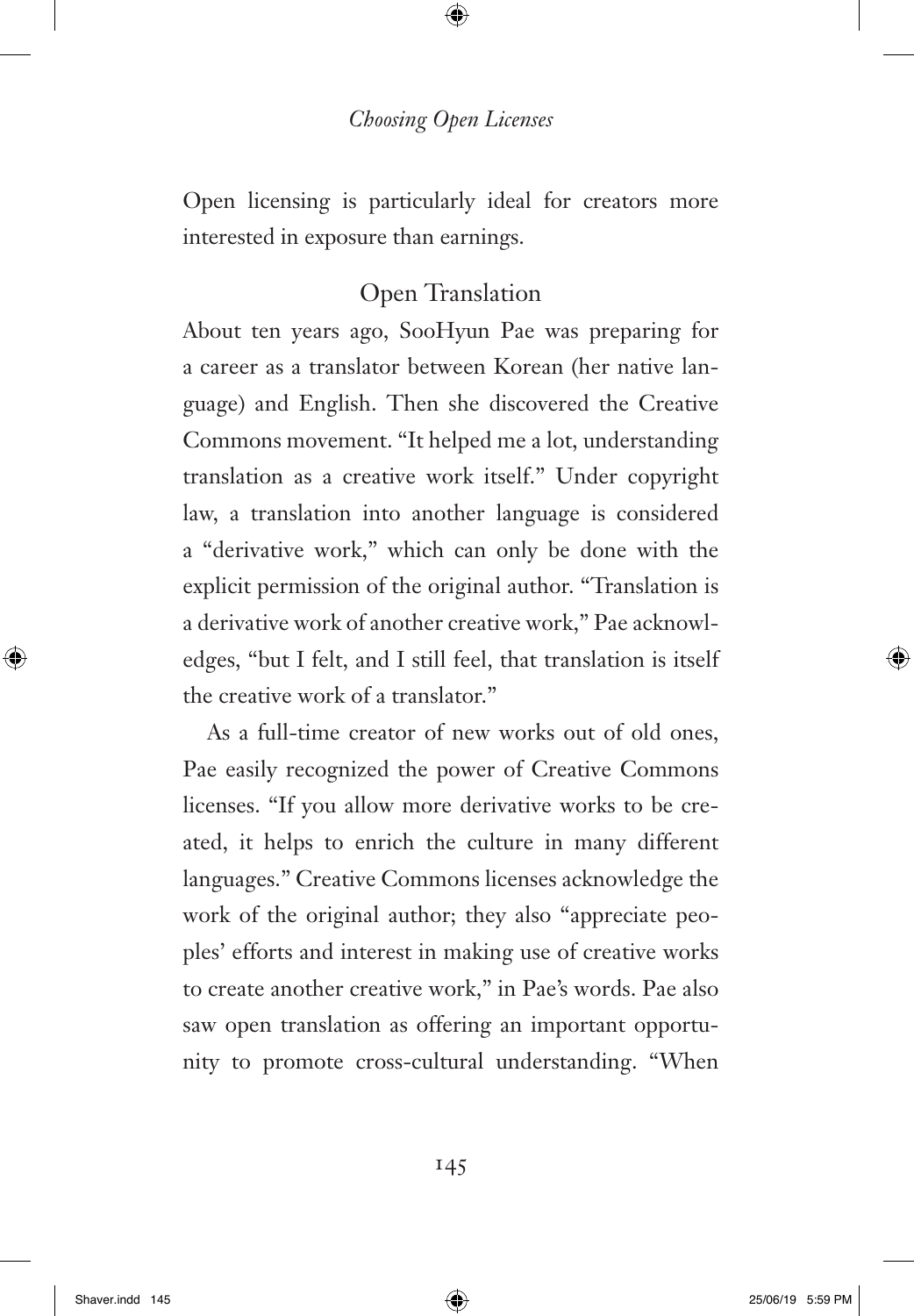Open licensing is particularly ideal for creators more interested in exposure than earnings.

## Open Translation

About ten years ago, SooHyun Pae was preparing for a career as a translator between Korean (her native language) and English. Then she discovered the Creative Commons movement. "It helped me a lot, understanding translation as a creative work itself." Under copyright law, a translation into another language is considered a "derivative work," which can only be done with the explicit permission of the original author. "Translation is a derivative work of another creative work," Pae acknowledges, "but I felt, and I still feel, that translation is itself the creative work of a translator."

As a full-time creator of new works out of old ones, Pae easily recognized the power of Creative Commons licenses. "If you allow more derivative works to be created, it helps to enrich the culture in many different languages." Creative Commons licenses acknowledge the work of the original author; they also "appreciate peoples' efforts and interest in making use of creative works to create another creative work," in Pae's words. Pae also saw open translation as offering an important opportunity to promote cross-cultural understanding. "When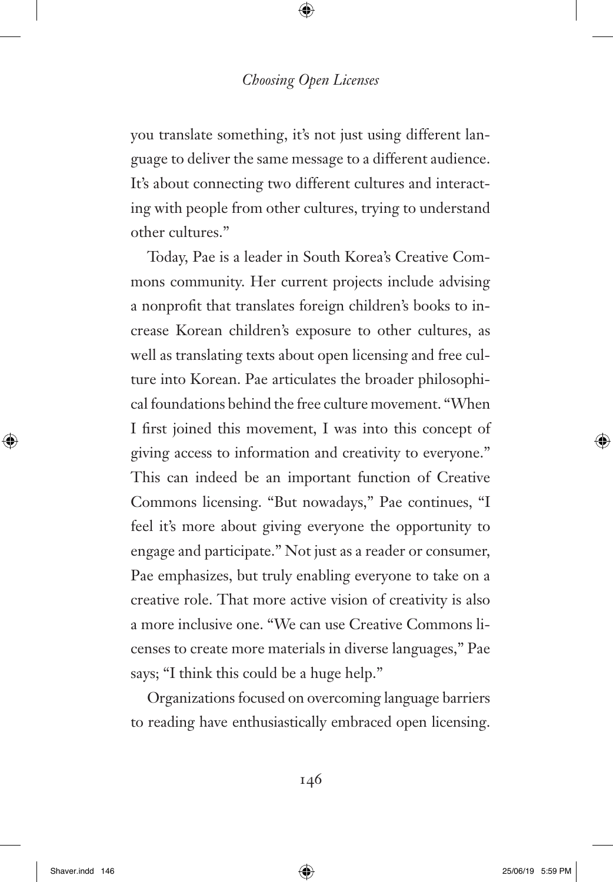you translate something, it's not just using different language to deliver the same message to a different audience. It's about connecting two different cultures and interacting with people from other cultures, trying to understand other cultures."

Today, Pae is a leader in South Korea's Creative Commons community. Her current projects include advising a nonprofit that translates foreign children's books to increase Korean children's exposure to other cultures, as well as translating texts about open licensing and free culture into Korean. Pae articulates the broader philosophical foundations behind the free culture movement. "When I first joined this movement, I was into this concept of giving access to information and creativity to everyone." This can indeed be an important function of Creative Commons licensing. "But nowadays," Pae continues, "I feel it's more about giving everyone the opportunity to engage and participate." Not just as a reader or consumer, Pae emphasizes, but truly enabling everyone to take on a creative role. That more active vision of creativity is also a more inclusive one. "We can use Creative Commons licenses to create more materials in diverse languages," Pae says; "I think this could be a huge help."

Organizations focused on overcoming language barriers to reading have enthusiastically embraced open licensing.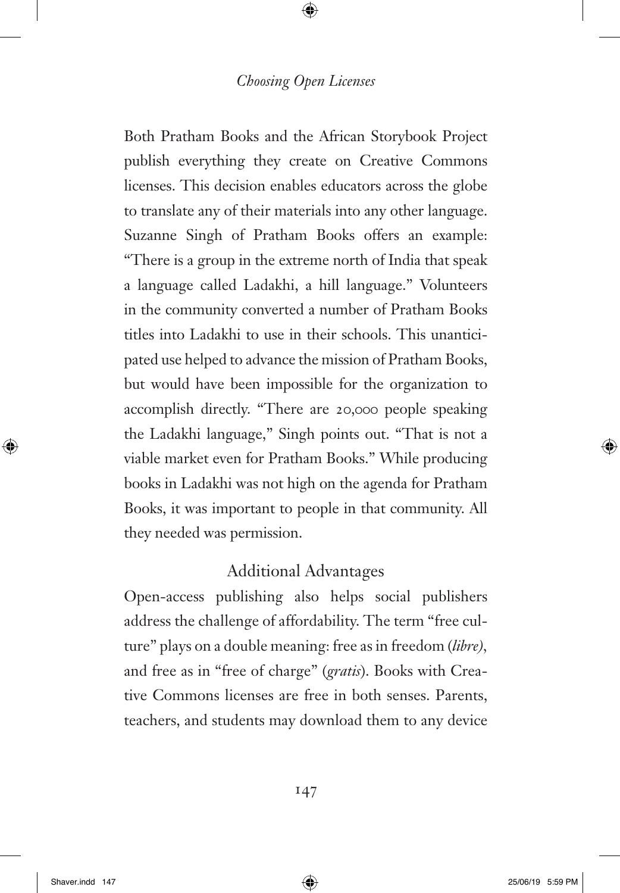Both Pratham Books and the African Storybook Project publish everything they create on Creative Commons licenses. This decision enables educators across the globe to translate any of their materials into any other language. Suzanne Singh of Pratham Books offers an example: "There is a group in the extreme north of India that speak a language called Ladakhi, a hill language." Volunteers in the community converted a number of Pratham Books titles into Ladakhi to use in their schools. This unanticipated use helped to advance the mission of Pratham Books, but would have been impossible for the organization to accomplish directly. "There are 20,000 people speaking the Ladakhi language," Singh points out. "That is not a viable market even for Pratham Books." While producing books in Ladakhi was not high on the agenda for Pratham Books, it was important to people in that community. All they needed was permission.

## Additional Advantages

Open-access publishing also helps social publishers address the challenge of affordability. The term "free culture" plays on a double meaning: free as in freedom (*libre)*, and free as in "free of charge" (*gratis*). Books with Creative Commons licenses are free in both senses. Parents, teachers, and students may download them to any device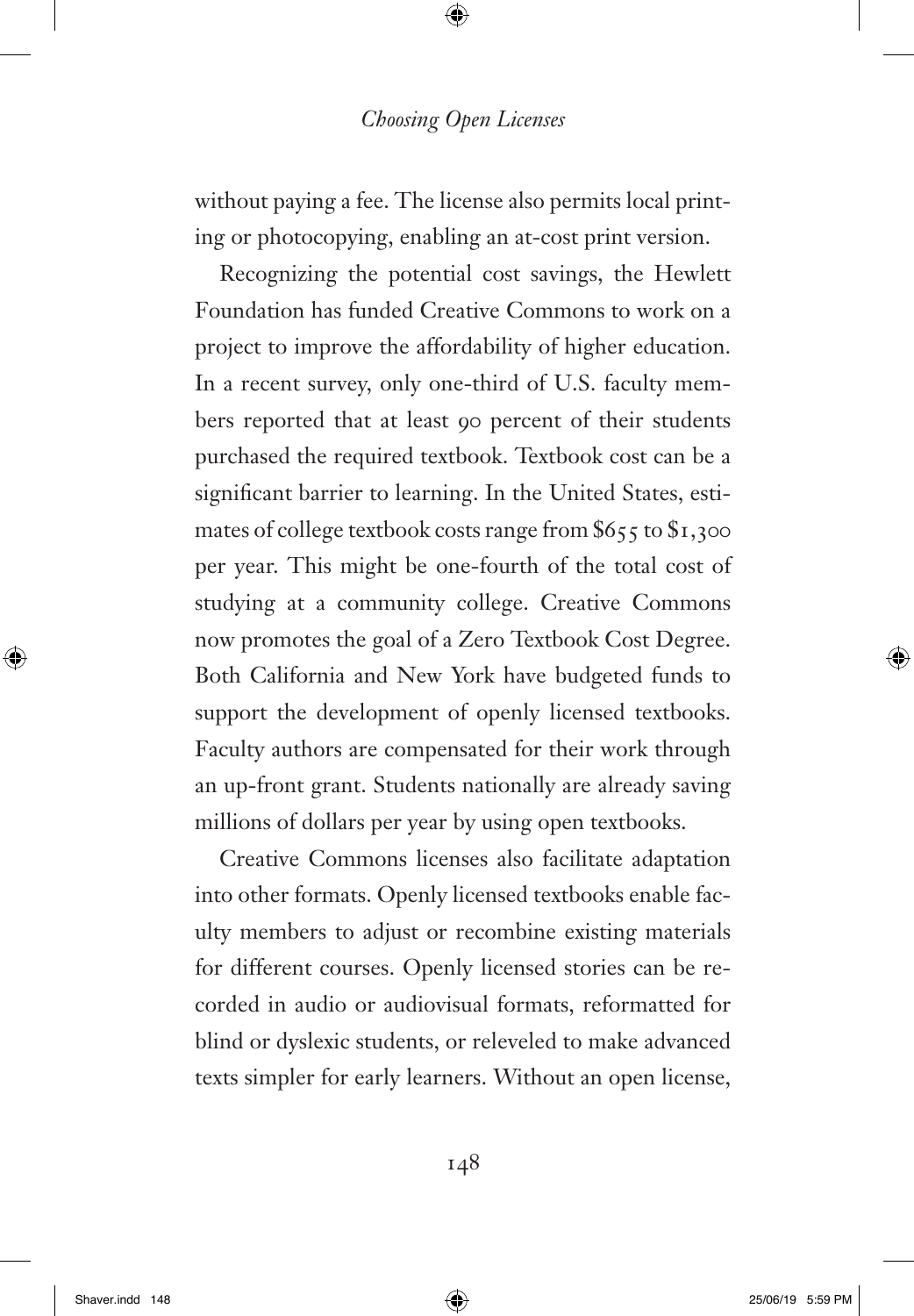without paying a fee. The license also permits local printing or photocopying, enabling an at-cost print version.

Recognizing the potential cost savings, the Hewlett Foundation has funded Creative Commons to work on a project to improve the affordability of higher education. In a recent survey, only one-third of U.S. faculty members reported that at least 90 percent of their students purchased the required textbook. Textbook cost can be a significant barrier to learning. In the United States, estimates of college textbook costs range from $655 to $1,300 per year. This might be one-fourth of the total cost of studying at a community college. Creative Commons now promotes the goal of a Zero Textbook Cost Degree. Both California and New York have budgeted funds to support the development of openly licensed textbooks. Faculty authors are compensated for their work through an up-front grant. Students nationally are already saving millions of dollars per year by using open textbooks.

Creative Commons licenses also facilitate adaptation into other formats. Openly licensed textbooks enable faculty members to adjust or recombine existing materials for different courses. Openly licensed stories can be recorded in audio or audiovisual formats, reformatted for blind or dyslexic students, or releveled to make advanced texts simpler for early learners. Without an open license,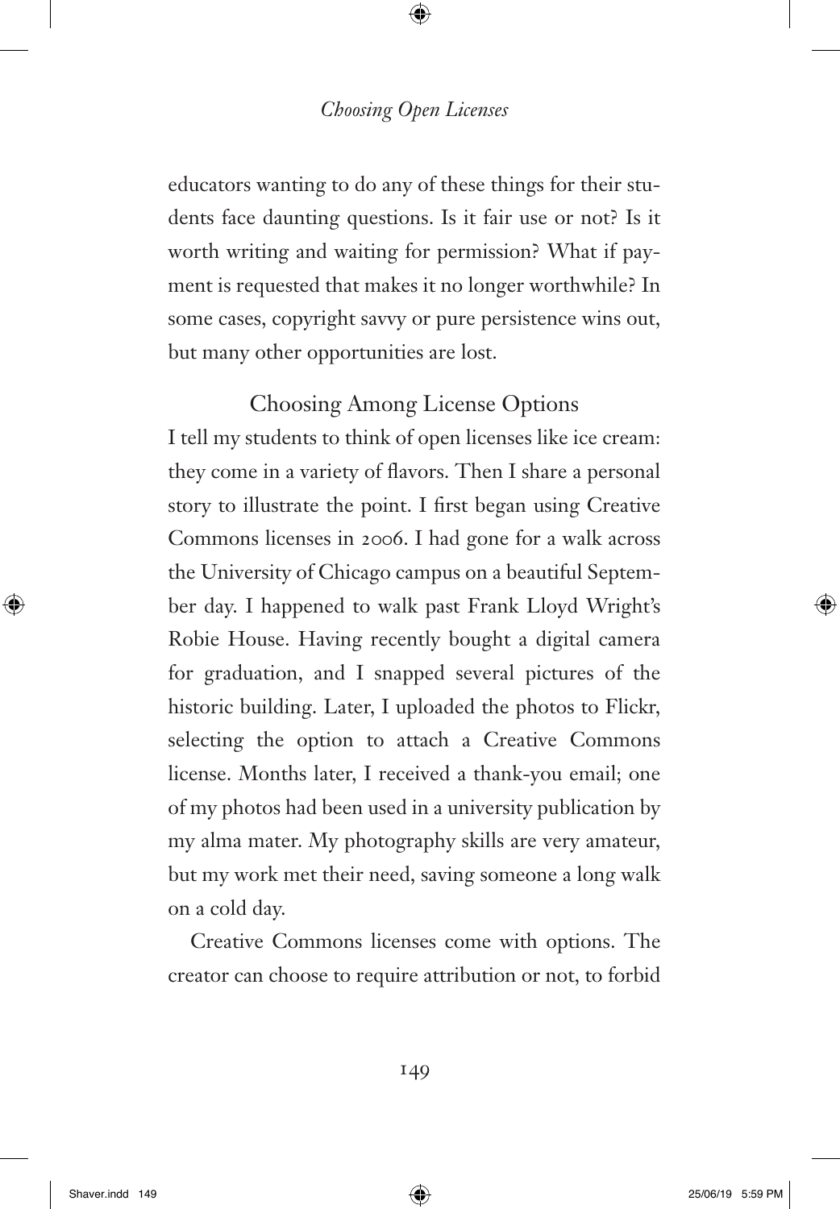educators wanting to do any of these things for their students face daunting questions. Is it fair use or not? Is it worth writing and waiting for permission? What if payment is requested that makes it no longer worthwhile? In some cases, copyright savvy or pure persistence wins out, but many other opportunities are lost.

## Choosing Among License Options

I tell my students to think of open licenses like ice cream: they come in a variety of flavors. Then I share a personal story to illustrate the point. I first began using Creative Commons licenses in 2006. I had gone for a walk across the University of Chicago campus on a beautiful September day. I happened to walk past Frank Lloyd Wright's Robie House. Having recently bought a digital camera for graduation, and I snapped several pictures of the historic building. Later, I uploaded the photos to Flickr, selecting the option to attach a Creative Commons license. Months later, I received a thank-you email; one of my photos had been used in a university publication by my alma mater. My photography skills are very amateur, but my work met their need, saving someone a long walk on a cold day.

Creative Commons licenses come with options. The creator can choose to require attribution or not, to forbid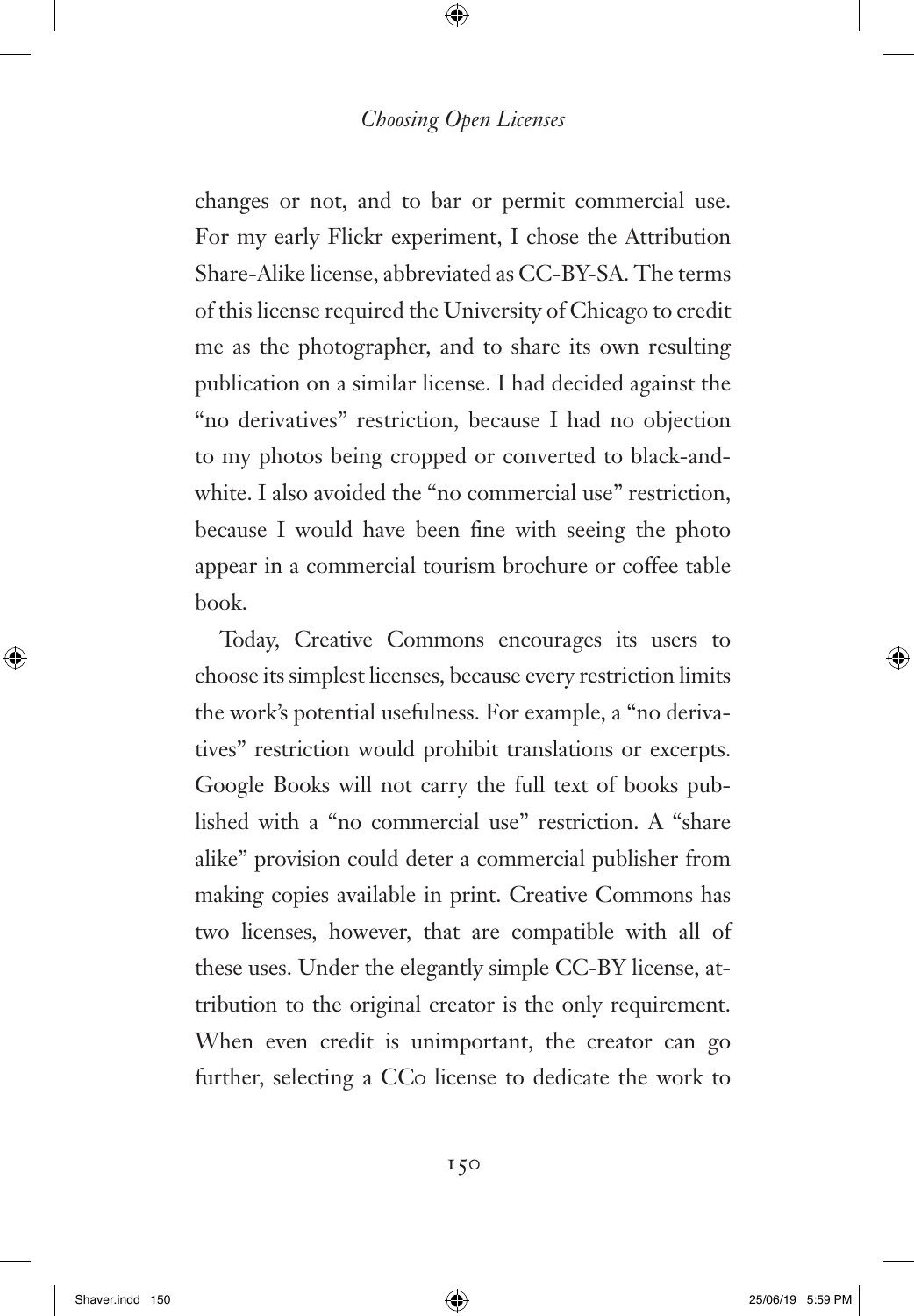changes or not, and to bar or permit commercial use. For my early Flickr experiment, I chose the Attribution Share-Alike license, abbreviated as CC-BY-SA. The terms of this license required the University of Chicago to credit me as the photographer, and to share its own resulting publication on a similar license. I had decided against the "no derivatives" restriction, because I had no objection to my photos being cropped or converted to black-and-white. I also avoided the "no commercial use" restriction, because I would have been fine with seeing the photo appear in a commercial tourism brochure or coffee table book.

Today, Creative Commons encourages its users to choose its simplest licenses, because every restriction limits the work's potential usefulness. For example, a "no derivatives" restriction would prohibit translations or excerpts. Google Books will not carry the full text of books published with a "no commercial use" restriction. A "share alike" provision could deter a commercial publisher from making copies available in print. Creative Commons has two licenses, however, that are compatible with all of these uses. Under the elegantly simple CC-BY license, attribution to the original creator is the only requirement. When even credit is unimportant, the creator can go further, selecting a CC0 license to dedicate the work to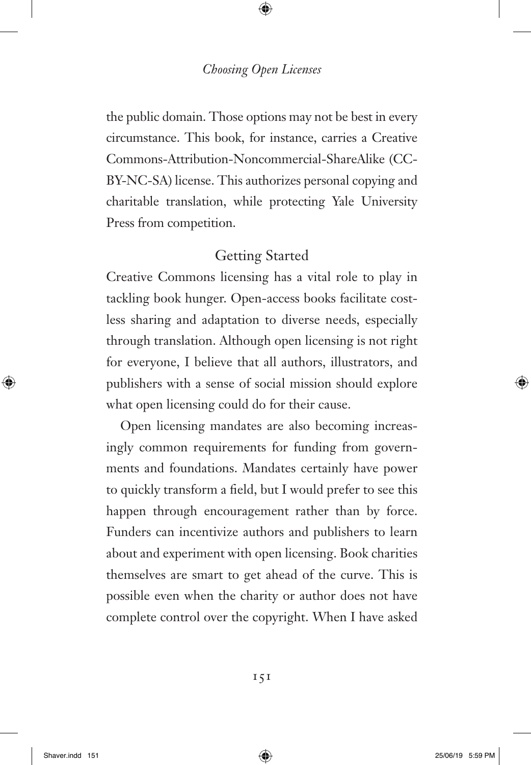the public domain. Those options may not be best in every circumstance. This book, for instance, carries a Creative Commons-Attribution-Noncommercial-ShareAlike (CC-BY-NC-SA) license. This authorizes personal copying and charitable translation, while protecting Yale University Press from competition.

## Getting Started

Creative Commons licensing has a vital role to play in tackling book hunger. Open-access books facilitate costless sharing and adaptation to diverse needs, especially through translation. Although open licensing is not right for everyone, I believe that all authors, illustrators, and publishers with a sense of social mission should explore what open licensing could do for their cause.

Open licensing mandates are also becoming increasingly common requirements for funding from governments and foundations. Mandates certainly have power to quickly transform a field, but I would prefer to see this happen through encouragement rather than by force. Funders can incentivize authors and publishers to learn about and experiment with open licensing. Book charities themselves are smart to get ahead of the curve. This is possible even when the charity or author does not have complete control over the copyright. When I have asked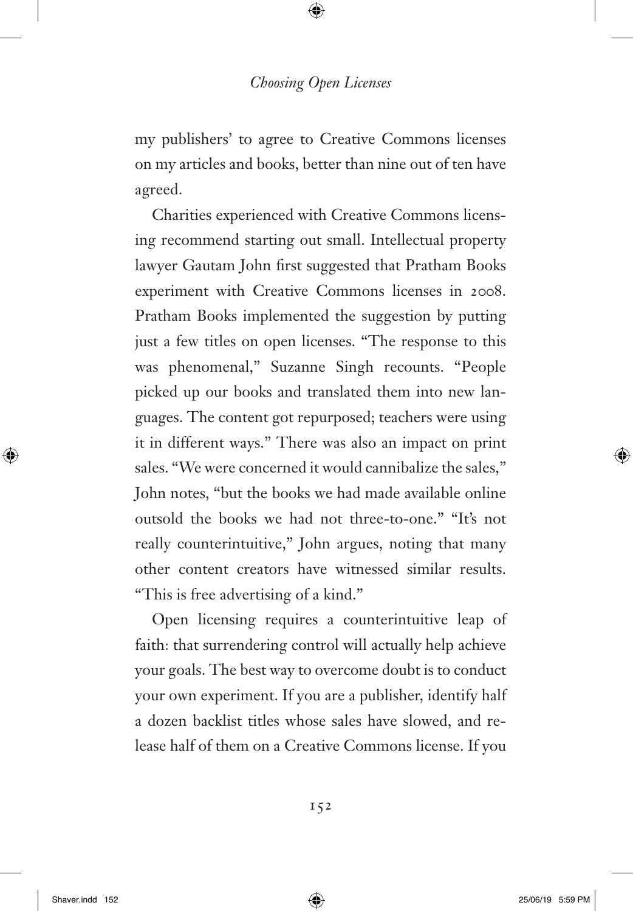my publishers' to agree to Creative Commons licenses on my articles and books, better than nine out of ten have agreed.

Charities experienced with Creative Commons licensing recommend starting out small. Intellectual property lawyer Gautam John first suggested that Pratham Books experiment with Creative Commons licenses in 2008. Pratham Books implemented the suggestion by putting just a few titles on open licenses. "The response to this was phenomenal," Suzanne Singh recounts. "People picked up our books and translated them into new languages. The content got repurposed; teachers were using it in different ways." There was also an impact on print sales. "We were concerned it would cannibalize the sales," John notes, "but the books we had made available online outsold the books we had not three-to-one." "It's not really counterintuitive," John argues, noting that many other content creators have witnessed similar results. "This is free advertising of a kind."

Open licensing requires a counterintuitive leap of faith: that surrendering control will actually help achieve your goals. The best way to overcome doubt is to conduct your own experiment. If you are a publisher, identify half a dozen backlist titles whose sales have slowed, and release half of them on a Creative Commons license. If you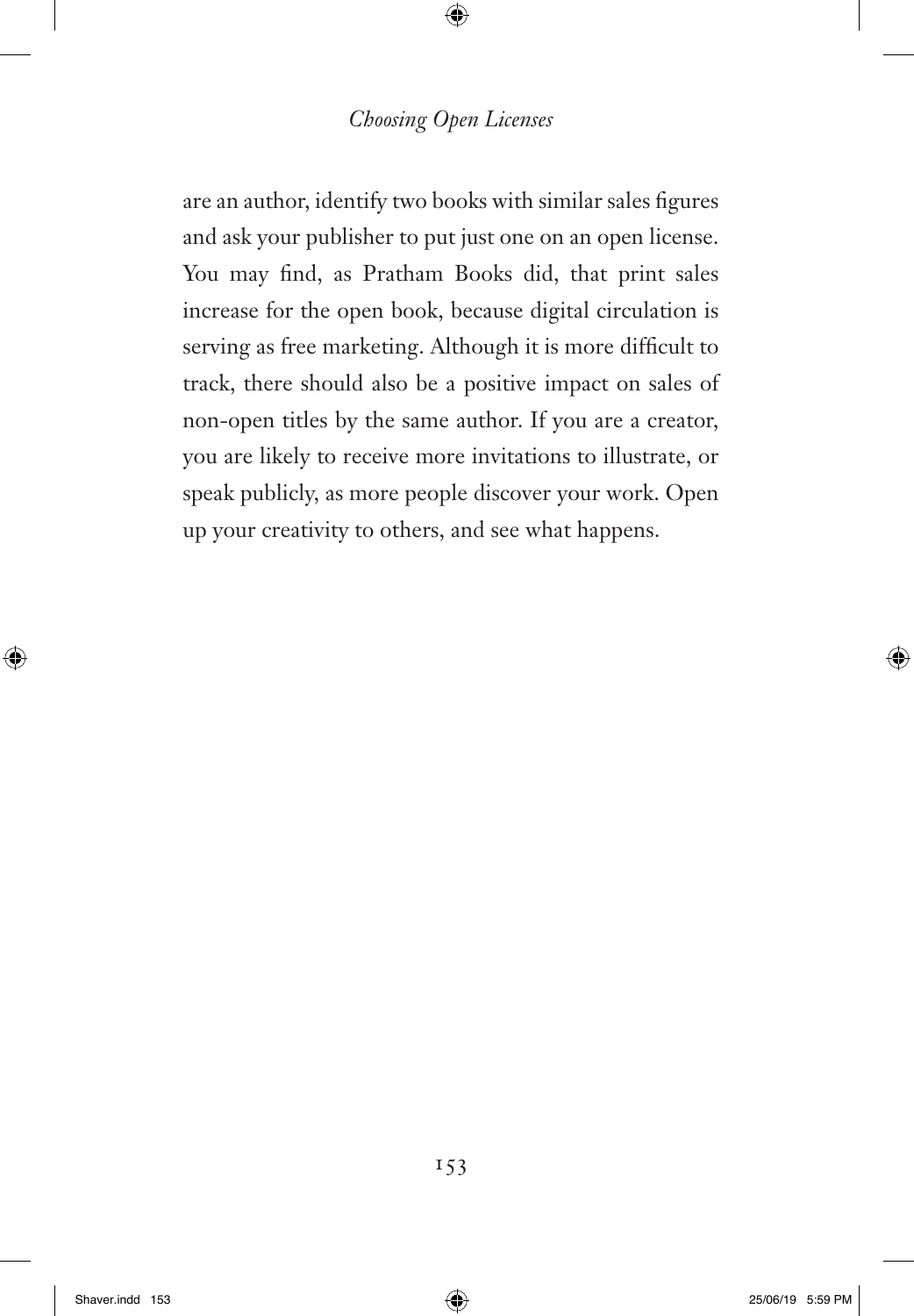are an author, identify two books with similar sales figures and ask your publisher to put just one on an open license. You may find, as Pratham Books did, that print sales increase for the open book, because digital circulation is serving as free marketing. Although it is more difficult to track, there should also be a positive impact on sales of non-open titles by the same author. If you are a creator, you are likely to receive more invitations to illustrate, or speak publicly, as more people discover your work. Open up your creativity to others, and see what happens.